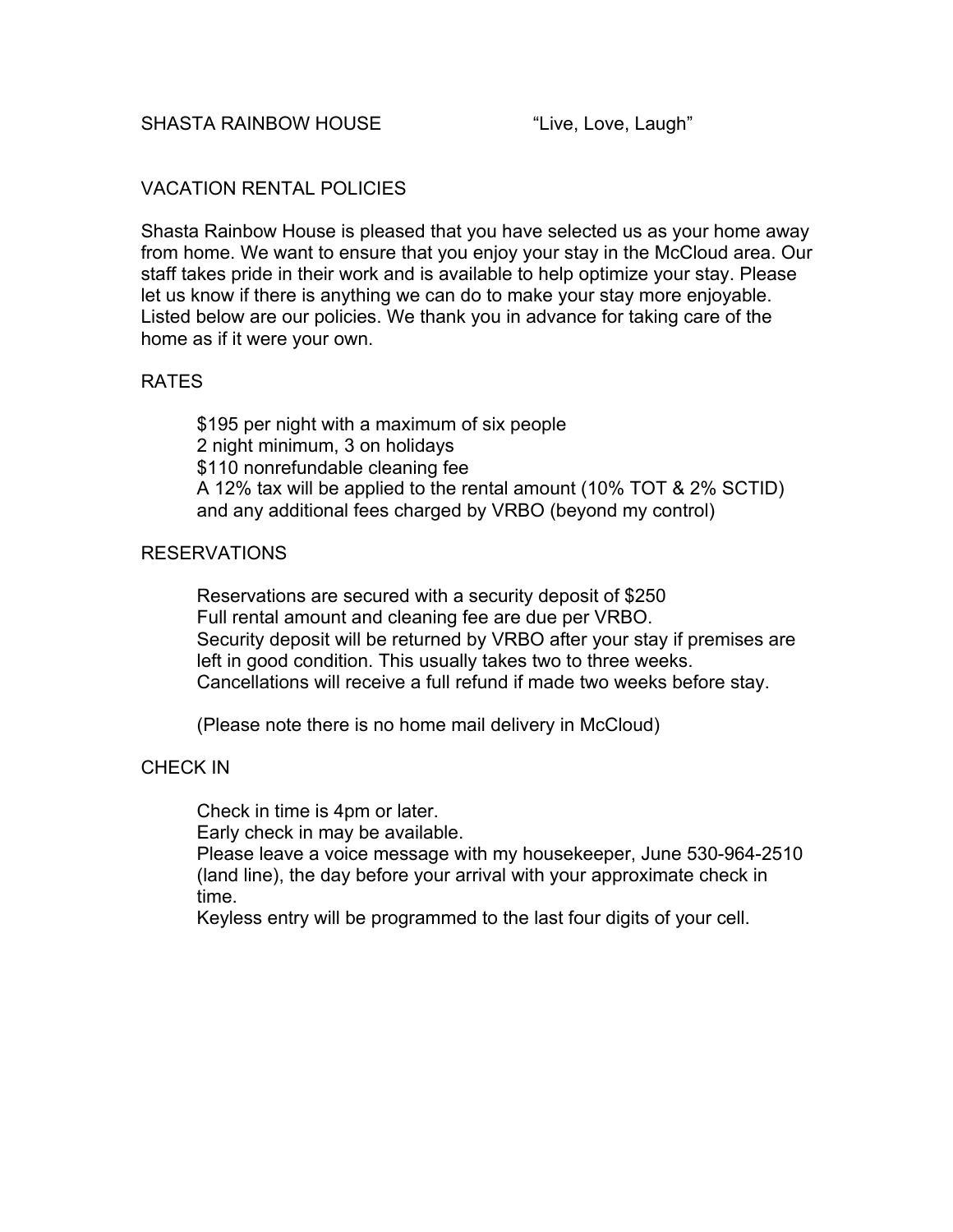SHASTA RAINBOW HOUSE "Live, Love, Laugh"

## VACATION RENTAL POLICIES

Shasta Rainbow House is pleased that you have selected us as your home away from home. We want to ensure that you enjoy your stay in the McCloud area. Our staff takes pride in their work and is available to help optimize your stay. Please let us know if there is anything we can do to make your stay more enjoyable. Listed below are our policies. We thank you in advance for taking care of the home as if it were your own.

### RATES

$195 per night with a maximum of six people
2 night minimum, 3 on holidays
$110 nonrefundable cleaning fee
A 12% tax will be applied to the rental amount (10% TOT & 2% SCTID) and any additional fees charged by VRBO (beyond my control)

### RESERVATIONS

Reservations are secured with a security deposit of $250
Full rental amount and cleaning fee are due per VRBO.
Security deposit will be returned by VRBO after your stay if premises are left in good condition. This usually takes two to three weeks.
Cancellations will receive a full refund if made two weeks before stay.

(Please note there is no home mail delivery in McCloud)

### CHECK IN

Check in time is 4pm or later.
Early check in may be available.
Please leave a voice message with my housekeeper, June 530-964-2510 (land line), the day before your arrival with your approximate check in time.
Keyless entry will be programmed to the last four digits of your cell.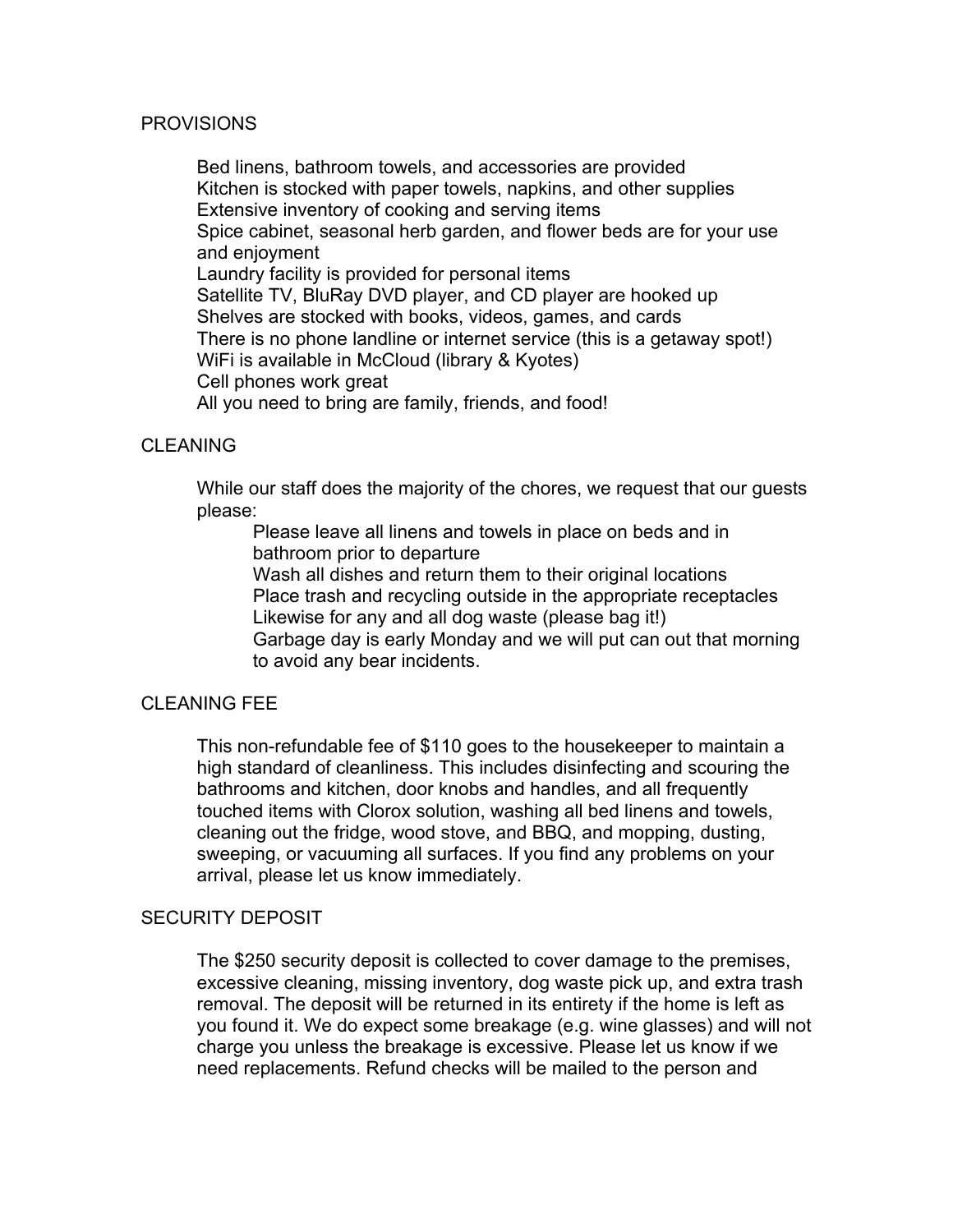## PROVISIONS

Bed linens, bathroom towels, and accessories are provided
Kitchen is stocked with paper towels, napkins, and other supplies
Extensive inventory of cooking and serving items
Spice cabinet, seasonal herb garden, and flower beds are for your use and enjoyment
Laundry facility is provided for personal items
Satellite TV, BluRay DVD player, and CD player are hooked up
Shelves are stocked with books, videos, games, and cards
There is no phone landline or internet service (this is a getaway spot!)
WiFi is available in McCloud (library & Kyotes)
Cell phones work great
All you need to bring are family, friends, and food!

## CLEANING

While our staff does the majority of the chores, we request that our guests please:

Please leave all linens and towels in place on beds and in bathroom prior to departure
Wash all dishes and return them to their original locations
Place trash and recycling outside in the appropriate receptacles
Likewise for any and all dog waste (please bag it!)
Garbage day is early Monday and we will put can out that morning to avoid any bear incidents.

## CLEANING FEE

This non-refundable fee of $110 goes to the housekeeper to maintain a high standard of cleanliness. This includes disinfecting and scouring the bathrooms and kitchen, door knobs and handles, and all frequently touched items with Clorox solution, washing all bed linens and towels, cleaning out the fridge, wood stove, and BBQ, and mopping, dusting, sweeping, or vacuuming all surfaces. If you find any problems on your arrival, please let us know immediately.

## SECURITY DEPOSIT

The $250 security deposit is collected to cover damage to the premises, excessive cleaning, missing inventory, dog waste pick up, and extra trash removal. The deposit will be returned in its entirety if the home is left as you found it. We do expect some breakage (e.g. wine glasses) and will not charge you unless the breakage is excessive. Please let us know if we need replacements. Refund checks will be mailed to the person and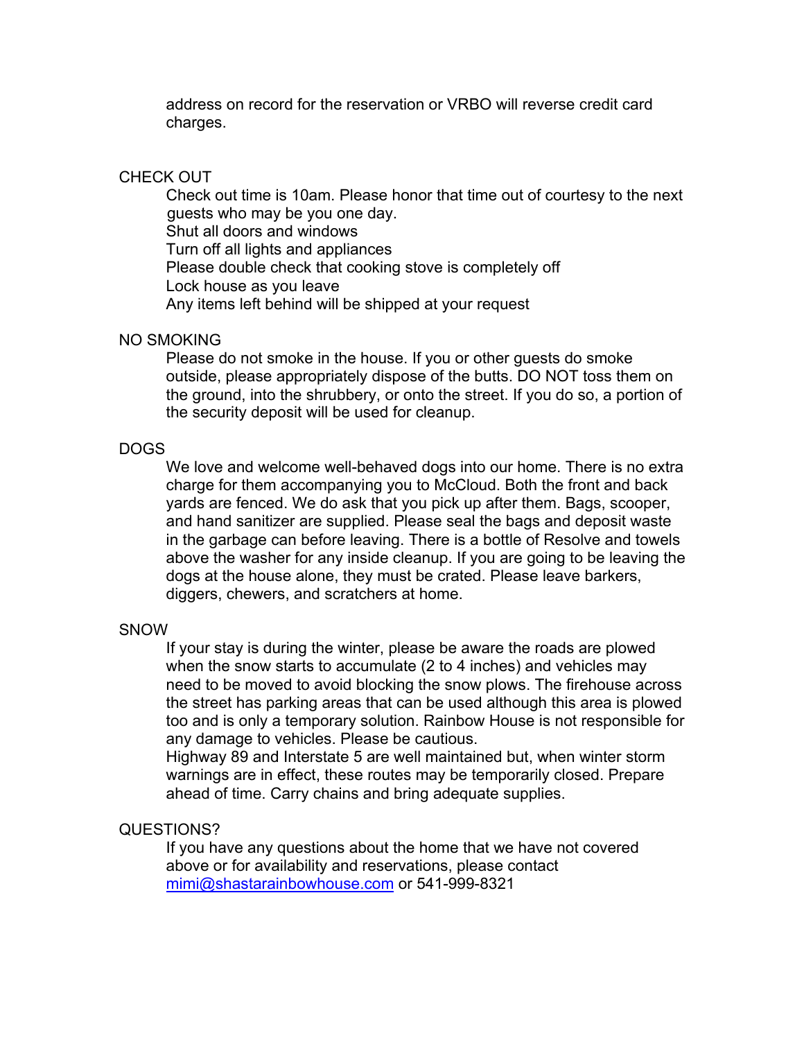address on record for the reservation or VRBO will reverse credit card charges.

## CHECK OUT

Check out time is 10am. Please honor that time out of courtesy to the next guests who may be you one day.
Shut all doors and windows
Turn off all lights and appliances
Please double check that cooking stove is completely off
Lock house as you leave
Any items left behind will be shipped at your request

## NO SMOKING

Please do not smoke in the house. If you or other guests do smoke outside, please appropriately dispose of the butts. DO NOT toss them on the ground, into the shrubbery, or onto the street. If you do so, a portion of the security deposit will be used for cleanup.

## DOGS

We love and welcome well-behaved dogs into our home. There is no extra charge for them accompanying you to McCloud. Both the front and back yards are fenced. We do ask that you pick up after them. Bags, scooper, and hand sanitizer are supplied. Please seal the bags and deposit waste in the garbage can before leaving. There is a bottle of Resolve and towels above the washer for any inside cleanup. If you are going to be leaving the dogs at the house alone, they must be crated. Please leave barkers, diggers, chewers, and scratchers at home.

## SNOW

If your stay is during the winter, please be aware the roads are plowed when the snow starts to accumulate (2 to 4 inches) and vehicles may need to be moved to avoid blocking the snow plows. The firehouse across the street has parking areas that can be used although this area is plowed too and is only a temporary solution. Rainbow House is not responsible for any damage to vehicles. Please be cautious.
Highway 89 and Interstate 5 are well maintained but, when winter storm warnings are in effect, these routes may be temporarily closed. Prepare ahead of time. Carry chains and bring adequate supplies.

## QUESTIONS?

If you have any questions about the home that we have not covered above or for availability and reservations, please contact mimi@shastarainbowhouse.com or 541-999-8321